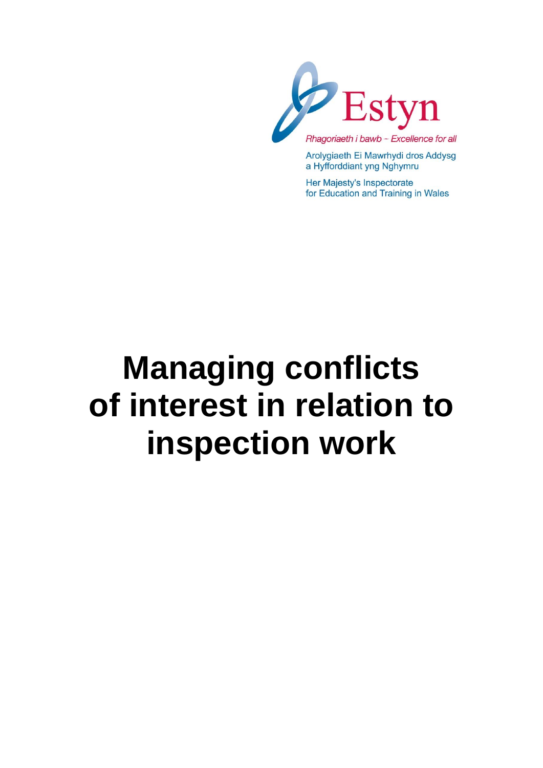Estyn

*Rhagoriaeth i bawb – Excellence for all*

Arolygiaeth Ei Mawrhydi dros Addysg a Hyfforddiant yng Nghymru

Her Majesty's Inspectorate for Education and Training in Wales

# Managing conflicts of interest in relation to inspection work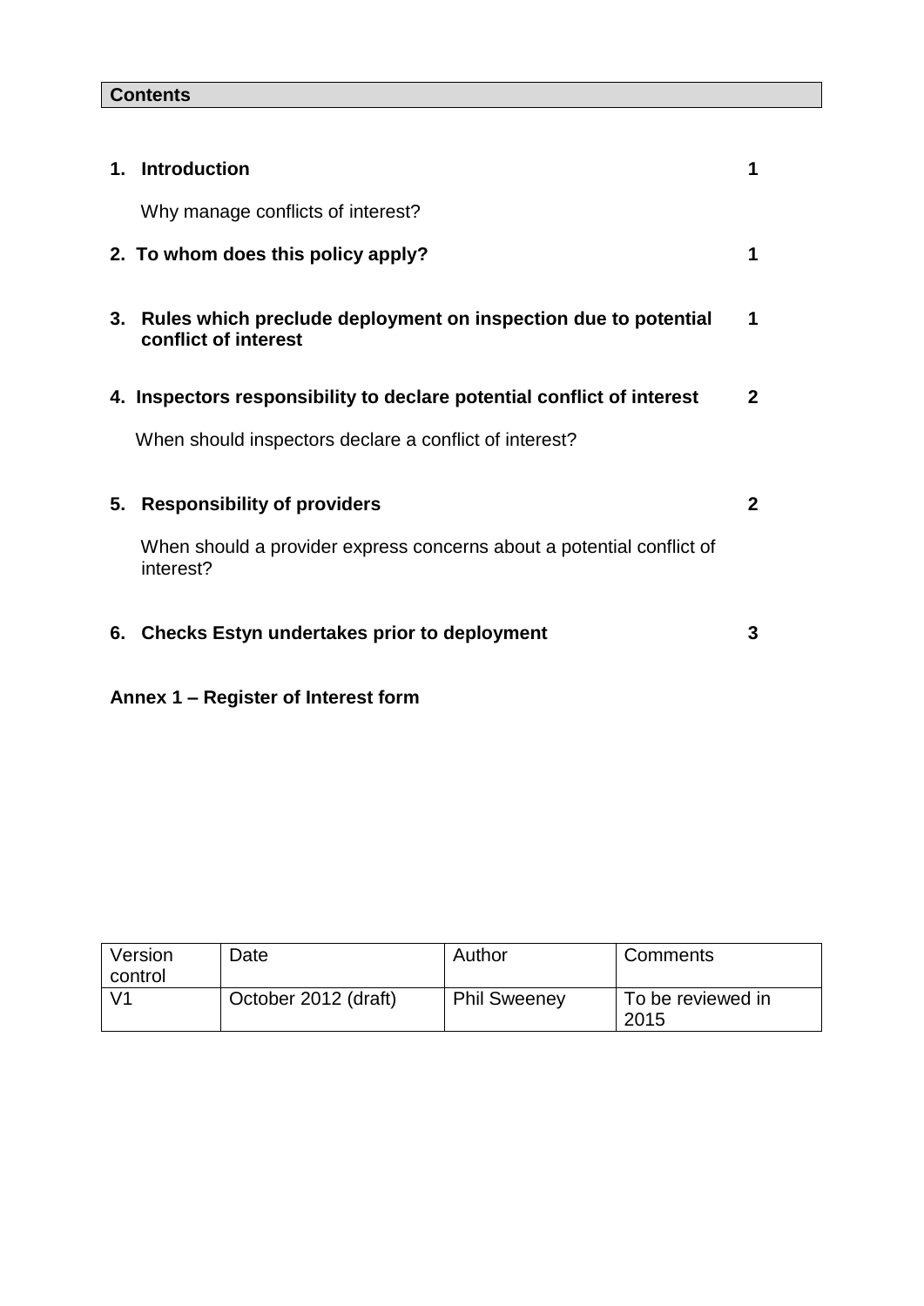**Contents**

| | | |
|---|---|---|
| **1.** | **Introduction** | **1** |
| | Why manage conflicts of interest? | |
| **2.** | **To whom does this policy apply?** | **1** |
| **3.** | **Rules which preclude deployment on inspection due to potential conflict of interest** | **1** |
| **4.** | **Inspectors responsibility to declare potential conflict of interest** | **2** |
| | When should inspectors declare a conflict of interest? | |
| **5.** | **Responsibility of providers** | **2** |
| | When should a provider express concerns about a potential conflict of interest? | |
| **6.** | **Checks Estyn undertakes prior to deployment** | **3** |

**Annex 1 – Register of Interest form**

| Version control | Date | Author | Comments |
|---|---|---|---|
| V1 | October 2012 (draft) | Phil Sweeney | To be reviewed in 2015 |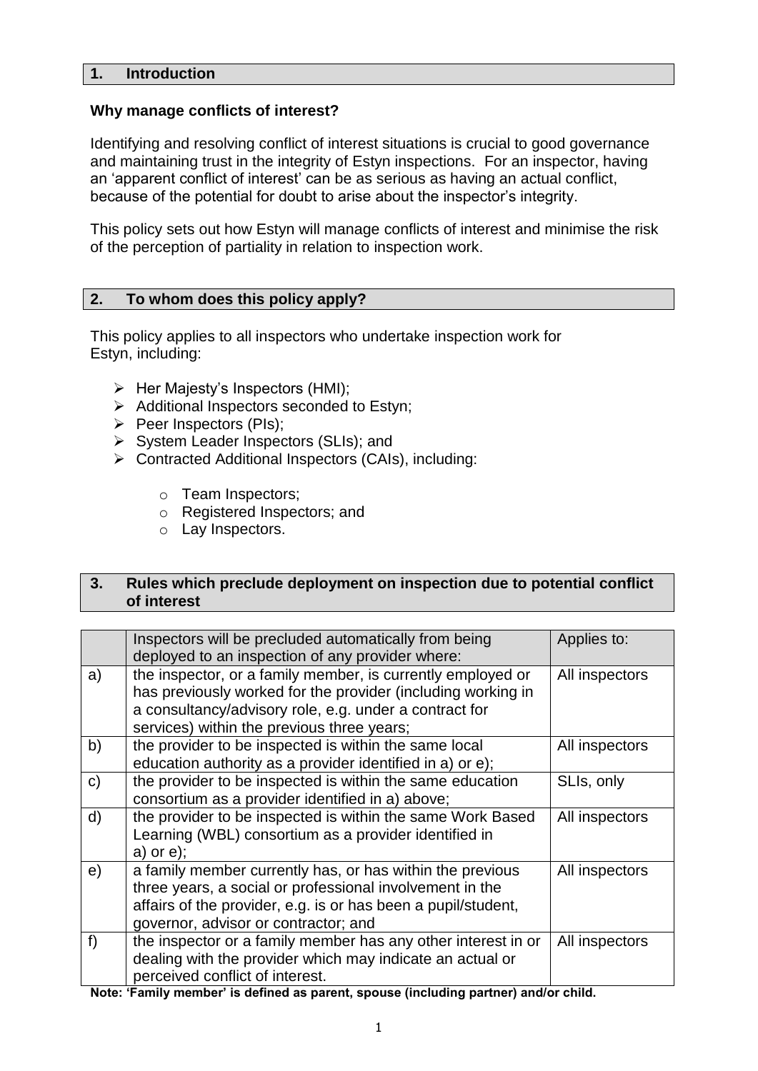## 1. Introduction

**Why manage conflicts of interest?**

Identifying and resolving conflict of interest situations is crucial to good governance and maintaining trust in the integrity of Estyn inspections. For an inspector, having an 'apparent conflict of interest' can be as serious as having an actual conflict, because of the potential for doubt to arise about the inspector's integrity.

This policy sets out how Estyn will manage conflicts of interest and minimise the risk of the perception of partiality in relation to inspection work.

## 2. To whom does this policy apply?

This policy applies to all inspectors who undertake inspection work for Estyn, including:

- Her Majesty's Inspectors (HMI);
- Additional Inspectors seconded to Estyn;
- Peer Inspectors (PIs);
- System Leader Inspectors (SLIs); and
- Contracted Additional Inspectors (CAIs), including:
  - Team Inspectors;
  - Registered Inspectors; and
  - Lay Inspectors.

## 3. Rules which preclude deployment on inspection due to potential conflict of interest

| | Inspectors will be precluded automatically from being deployed to an inspection of any provider where: | Applies to: |
|---|---|---|
| a) | the inspector, or a family member, is currently employed or has previously worked for the provider (including working in a consultancy/advisory role, e.g. under a contract for services) within the previous three years; | All inspectors |
| b) | the provider to be inspected is within the same local education authority as a provider identified in a) or e); | All inspectors |
| c) | the provider to be inspected is within the same education consortium as a provider identified in a) above; | SLIs, only |
| d) | the provider to be inspected is within the same Work Based Learning (WBL) consortium as a provider identified in a) or e); | All inspectors |
| e) | a family member currently has, or has within the previous three years, a social or professional involvement in the affairs of the provider, e.g. is or has been a pupil/student, governor, advisor or contractor; and | All inspectors |
| f) | the inspector or a family member has any other interest in or dealing with the provider which may indicate an actual or perceived conflict of interest. | All inspectors |

**Note: 'Family member' is defined as parent, spouse (including partner) and/or child.**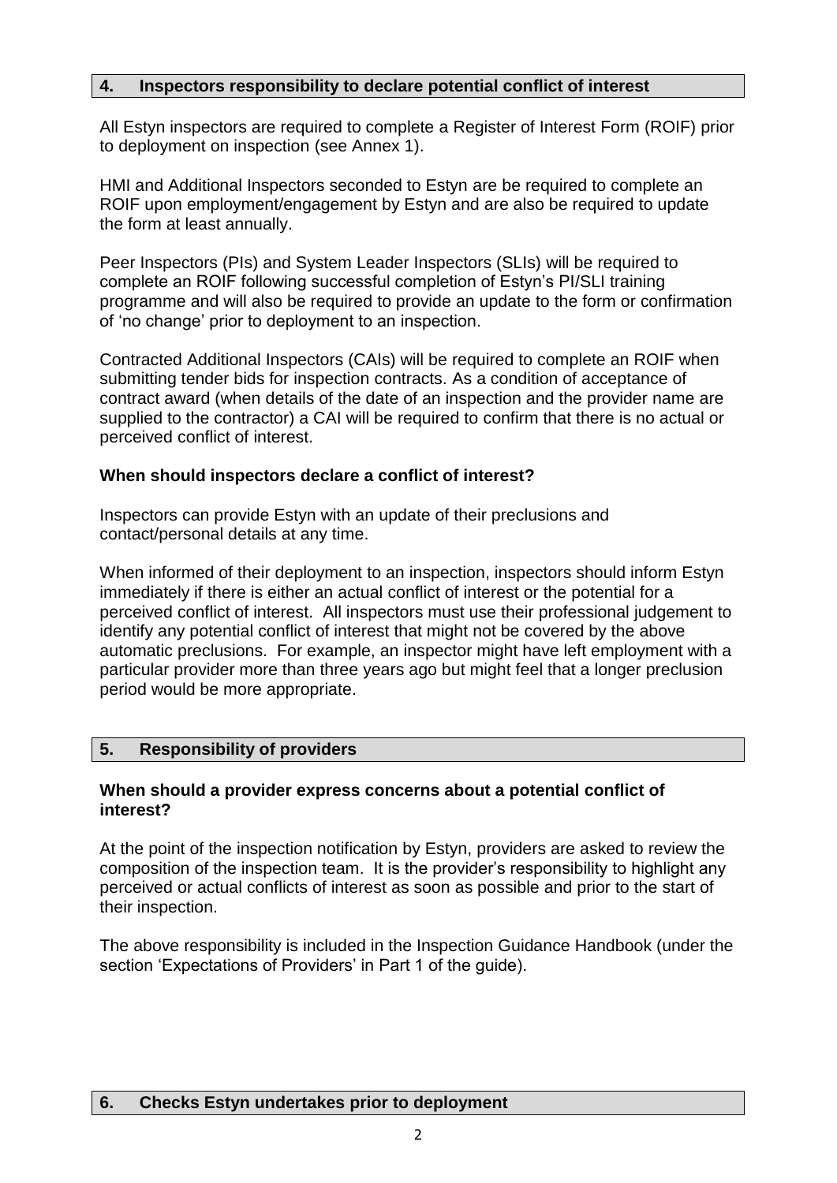## 4. Inspectors responsibility to declare potential conflict of interest

All Estyn inspectors are required to complete a Register of Interest Form (ROIF) prior to deployment on inspection (see Annex 1).

HMI and Additional Inspectors seconded to Estyn are be required to complete an ROIF upon employment/engagement by Estyn and are also be required to update the form at least annually.

Peer Inspectors (PIs) and System Leader Inspectors (SLIs) will be required to complete an ROIF following successful completion of Estyn's PI/SLI training programme and will also be required to provide an update to the form or confirmation of 'no change' prior to deployment to an inspection.

Contracted Additional Inspectors (CAIs) will be required to complete an ROIF when submitting tender bids for inspection contracts. As a condition of acceptance of contract award (when details of the date of an inspection and the provider name are supplied to the contractor) a CAI will be required to confirm that there is no actual or perceived conflict of interest.

### When should inspectors declare a conflict of interest?

Inspectors can provide Estyn with an update of their preclusions and contact/personal details at any time.

When informed of their deployment to an inspection, inspectors should inform Estyn immediately if there is either an actual conflict of interest or the potential for a perceived conflict of interest. All inspectors must use their professional judgement to identify any potential conflict of interest that might not be covered by the above automatic preclusions. For example, an inspector might have left employment with a particular provider more than three years ago but might feel that a longer preclusion period would be more appropriate.

## 5. Responsibility of providers

### When should a provider express concerns about a potential conflict of interest?

At the point of the inspection notification by Estyn, providers are asked to review the composition of the inspection team. It is the provider's responsibility to highlight any perceived or actual conflicts of interest as soon as possible and prior to the start of their inspection.

The above responsibility is included in the Inspection Guidance Handbook (under the section 'Expectations of Providers' in Part 1 of the guide).

## 6. Checks Estyn undertakes prior to deployment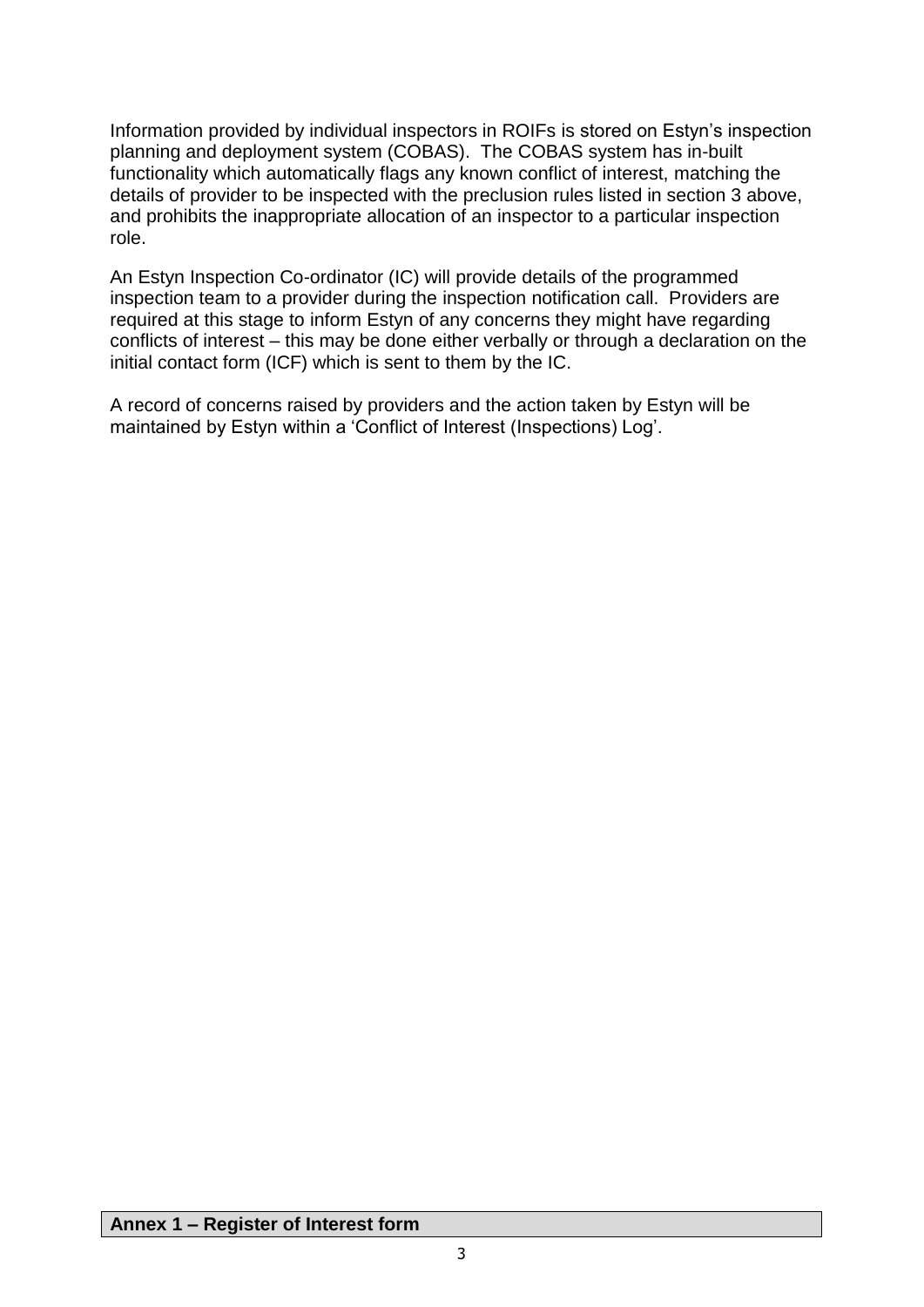Information provided by individual inspectors in ROIFs is stored on Estyn's inspection planning and deployment system (COBAS). The COBAS system has in-built functionality which automatically flags any known conflict of interest, matching the details of provider to be inspected with the preclusion rules listed in section 3 above, and prohibits the inappropriate allocation of an inspector to a particular inspection role.

An Estyn Inspection Co-ordinator (IC) will provide details of the programmed inspection team to a provider during the inspection notification call. Providers are required at this stage to inform Estyn of any concerns they might have regarding conflicts of interest – this may be done either verbally or through a declaration on the initial contact form (ICF) which is sent to them by the IC.

A record of concerns raised by providers and the action taken by Estyn will be maintained by Estyn within a 'Conflict of Interest (Inspections) Log'.

## Annex 1 – Register of Interest form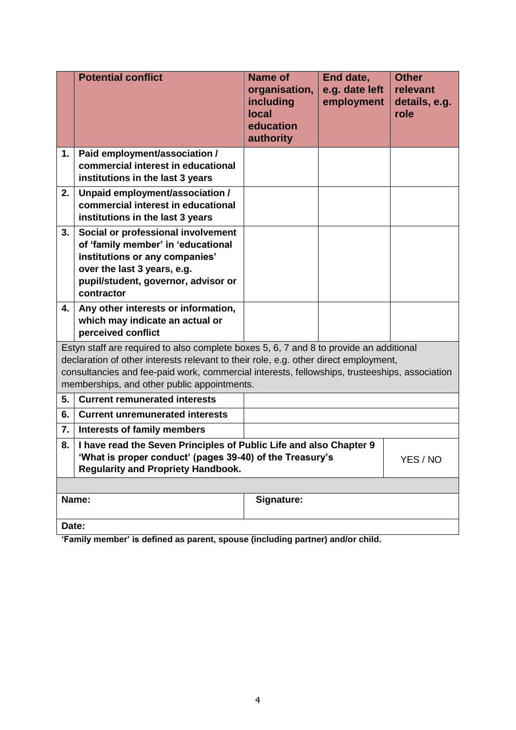| | Potential conflict | Name of organisation, including local education authority | End date, e.g. date left employment | Other relevant details, e.g. role |
|---|---|---|---|---|
| 1. | **Paid employment/association / commercial interest in educational institutions in the last 3 years** | | | |
| 2. | **Unpaid employment/association / commercial interest in educational institutions in the last 3 years** | | | |
| 3. | **Social or professional involvement of 'family member' in 'educational institutions or any companies' over the last 3 years, e.g. pupil/student, governor, advisor or contractor** | | | |
| 4. | **Any other interests or information, which may indicate an actual or perceived conflict** | | | |
| Estyn staff are required to also complete boxes 5, 6, 7 and 8 to provide an additional declaration of other interests relevant to their role, e.g. other direct employment, consultancies and fee-paid work, commercial interests, fellowships, trusteeships, association memberships, and other public appointments. | | | | |
| 5. | **Current remunerated interests** | | | |
| 6. | **Current unremunerated interests** | | | |
| 7. | **Interests of family members** | | | |
| 8. | **I have read the Seven Principles of Public Life and also Chapter 9 'What is proper conduct' (pages 39-40) of the Treasury's Regularity and Propriety Handbook.** | | | YES / NO |
| | | | | |
| **Name:** | | **Signature:** | | |
| **Date:** | | | | |

**'Family member' is defined as parent, spouse (including partner) and/or child.**